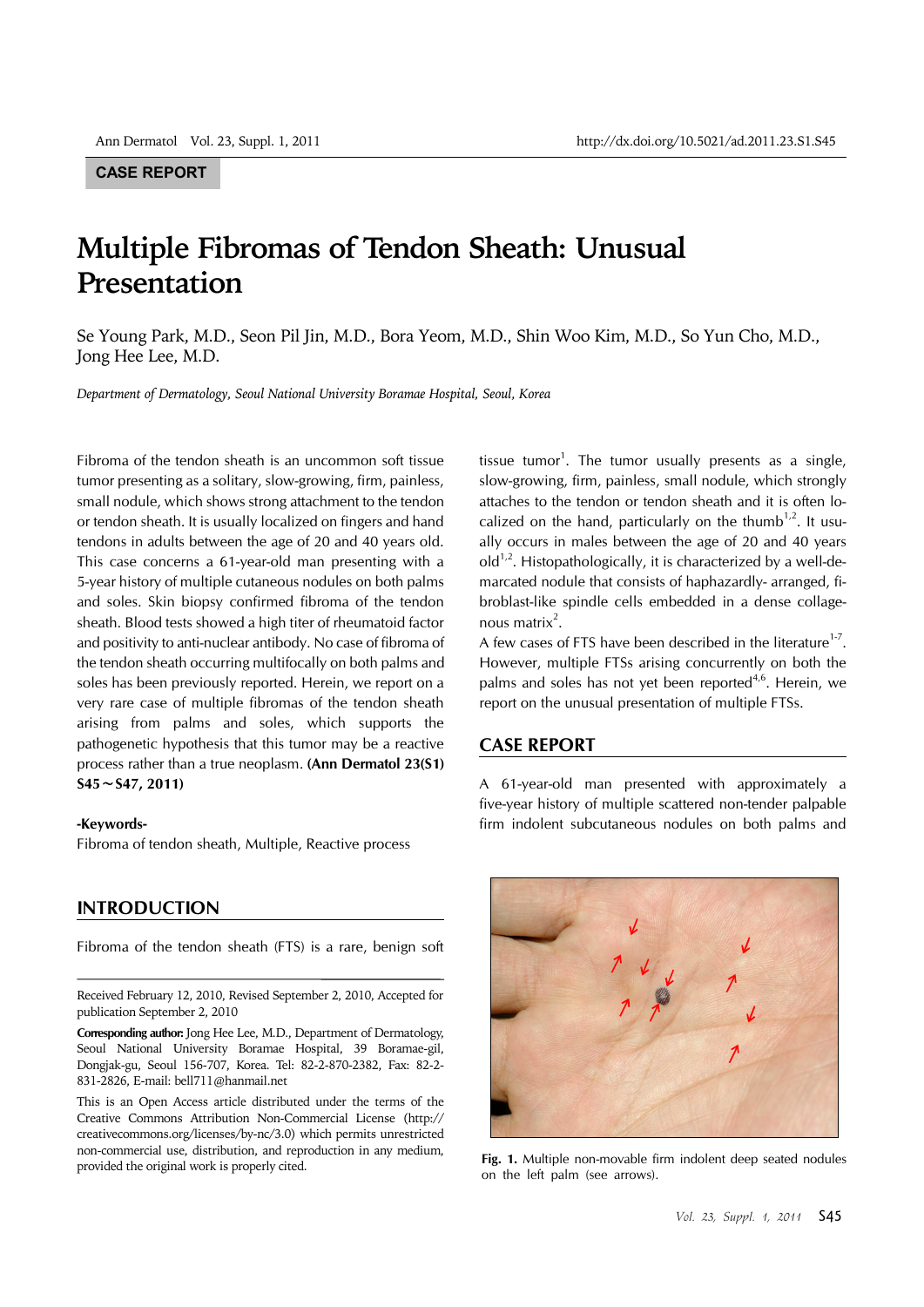CASE REPORT

# Multiple Fibromas of Tendon Sheath: Unusual Presentation

Se Young Park, M.D., Seon Pil Jin, M.D., Bora Yeom, M.D., Shin Woo Kim, M.D., So Yun Cho, M.D., Jong Hee Lee, M.D.

*Department of Dermatology, Seoul National University Boramae Hospital, Seoul, Korea*

Fibroma of the tendon sheath is an uncommon soft tissue tumor presenting as a solitary, slow-growing, firm, painless, small nodule, which shows strong attachment to the tendon or tendon sheath. It is usually localized on fingers and hand tendons in adults between the age of 20 and 40 years old. This case concerns a 61-year-old man presenting with a 5-year history of multiple cutaneous nodules on both palms and soles. Skin biopsy confirmed fibroma of the tendon sheath. Blood tests showed a high titer of rheumatoid factor and positivity to anti-nuclear antibody. No case of fibroma of the tendon sheath occurring multifocally on both palms and soles has been previously reported. Herein, we report on a very rare case of multiple fibromas of the tendon sheath arising from palms and soles, which supports the pathogenetic hypothesis that this tumor may be a reactive process rather than a true neoplasm. **(Ann Dermatol 23(S1) S45～S47, 2011)**

**-Keywords-**

Fibroma of tendon sheath, Multiple, Reactive process

## INTRODUCTION

Fibroma of the tendon sheath (FTS) is a rare, benign soft tissue tumor[1]. The tumor usually presents as a single, slow-growing, firm, painless, small nodule, which strongly attaches to the tendon or tendon sheath and it is often localized on the hand, particularly on the thumb[1,2]. It usually occurs in males between the age of 20 and 40 years old[1,2]. Histopathologically, it is characterized by a well-demarcated nodule that consists of haphazardly- arranged, fibroblast-like spindle cells embedded in a dense collagenous matrix[2].

A few cases of FTS have been described in the literature[1-7]. However, multiple FTSs arising concurrently on both the palms and soles has not yet been reported[4,6]. Herein, we report on the unusual presentation of multiple FTSs.

## CASE REPORT

A 61-year-old man presented with approximately a five-year history of multiple scattered non-tender palpable firm indolent subcutaneous nodules on both palms and

Fig. 1. Multiple non-movable firm indolent deep seated nodules on the left palm (see arrows).

Received February 12, 2010, Revised September 2, 2010, Accepted for publication September 2, 2010

**Corresponding author:** Jong Hee Lee, M.D., Department of Dermatology, Seoul National University Boramae Hospital, 39 Boramae-gil, Dongjak-gu, Seoul 156-707, Korea. Tel: 82-2-870-2382, Fax: 82-2-831-2826, E-mail: bell711@hanmail.net

This is an Open Access article distributed under the terms of the Creative Commons Attribution Non-Commercial License (http://creativecommons.org/licenses/by-nc/3.0) which permits unrestricted non-commercial use, distribution, and reproduction in any medium, provided the original work is properly cited.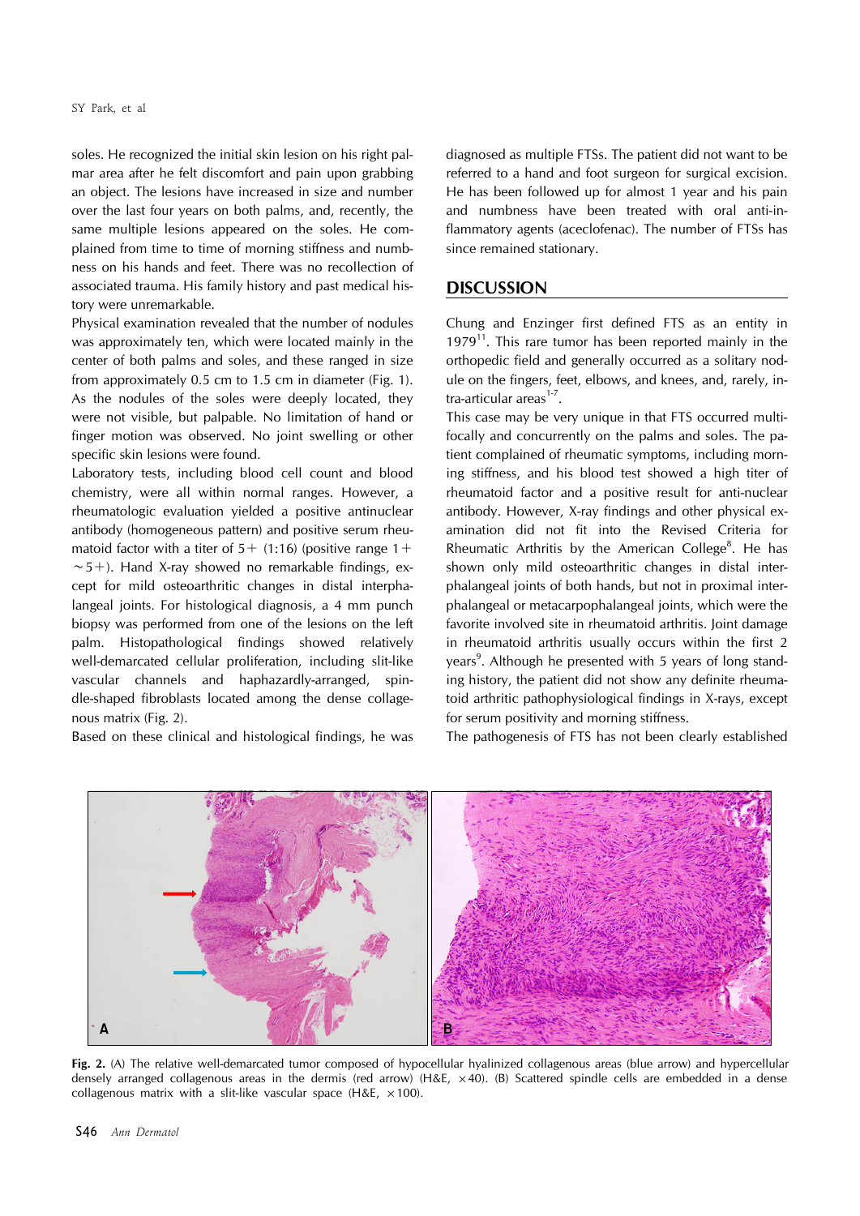soles. He recognized the initial skin lesion on his right palmar area after he felt discomfort and pain upon grabbing an object. The lesions have increased in size and number over the last four years on both palms, and, recently, the same multiple lesions appeared on the soles. He complained from time to time of morning stiffness and numbness on his hands and feet. There was no recollection of associated trauma. His family history and past medical history were unremarkable.

Physical examination revealed that the number of nodules was approximately ten, which were located mainly in the center of both palms and soles, and these ranged in size from approximately 0.5 cm to 1.5 cm in diameter (Fig. 1). As the nodules of the soles were deeply located, they were not visible, but palpable. No limitation of hand or finger motion was observed. No joint swelling or other specific skin lesions were found.

Laboratory tests, including blood cell count and blood chemistry, were all within normal ranges. However, a rheumatologic evaluation yielded a positive antinuclear antibody (homogeneous pattern) and positive serum rheumatoid factor with a titer of 5+ (1:16) (positive range 1+ ~5+). Hand X-ray showed no remarkable findings, except for mild osteoarthritic changes in distal interphalangeal joints. For histological diagnosis, a 4 mm punch biopsy was performed from one of the lesions on the left palm. Histopathological findings showed relatively well-demarcated cellular proliferation, including slit-like vascular channels and haphazardly-arranged, spindle-shaped fibroblasts located among the dense collagenous matrix (Fig. 2).

Based on these clinical and histological findings, he was diagnosed as multiple FTSs. The patient did not want to be referred to a hand and foot surgeon for surgical excision. He has been followed up for almost 1 year and his pain and numbness have been treated with oral anti-inflammatory agents (aceclofenac). The number of FTSs has since remained stationary.

## DISCUSSION

Chung and Enzinger first defined FTS as an entity in 1979[11]. This rare tumor has been reported mainly in the orthopedic field and generally occurred as a solitary nodule on the fingers, feet, elbows, and knees, and, rarely, intra-articular areas[1-7].

This case may be very unique in that FTS occurred multifocally and concurrently on the palms and soles. The patient complained of rheumatic symptoms, including morning stiffness, and his blood test showed a high titer of rheumatoid factor and a positive result for anti-nuclear antibody. However, X-ray findings and other physical examination did not fit into the Revised Criteria for Rheumatic Arthritis by the American College[8]. He has shown only mild osteoarthritic changes in distal interphalangeal joints of both hands, but not in proximal interphalangeal or metacarpophalangeal joints, which were the favorite involved site in rheumatoid arthritis. Joint damage in rheumatoid arthritis usually occurs within the first 2 years[9]. Although he presented with 5 years of long standing history, the patient did not show any definite rheumatoid arthritic pathophysiological findings in X-rays, except for serum positivity and morning stiffness.

The pathogenesis of FTS has not been clearly established

**Fig. 2.** (A) The relative well-demarcated tumor composed of hypocellular hyalinized collagenous areas (blue arrow) and hypercellular densely arranged collagenous areas in the dermis (red arrow) (H&E, ×40). (B) Scattered spindle cells are embedded in a dense collagenous matrix with a slit-like vascular space (H&E, ×100).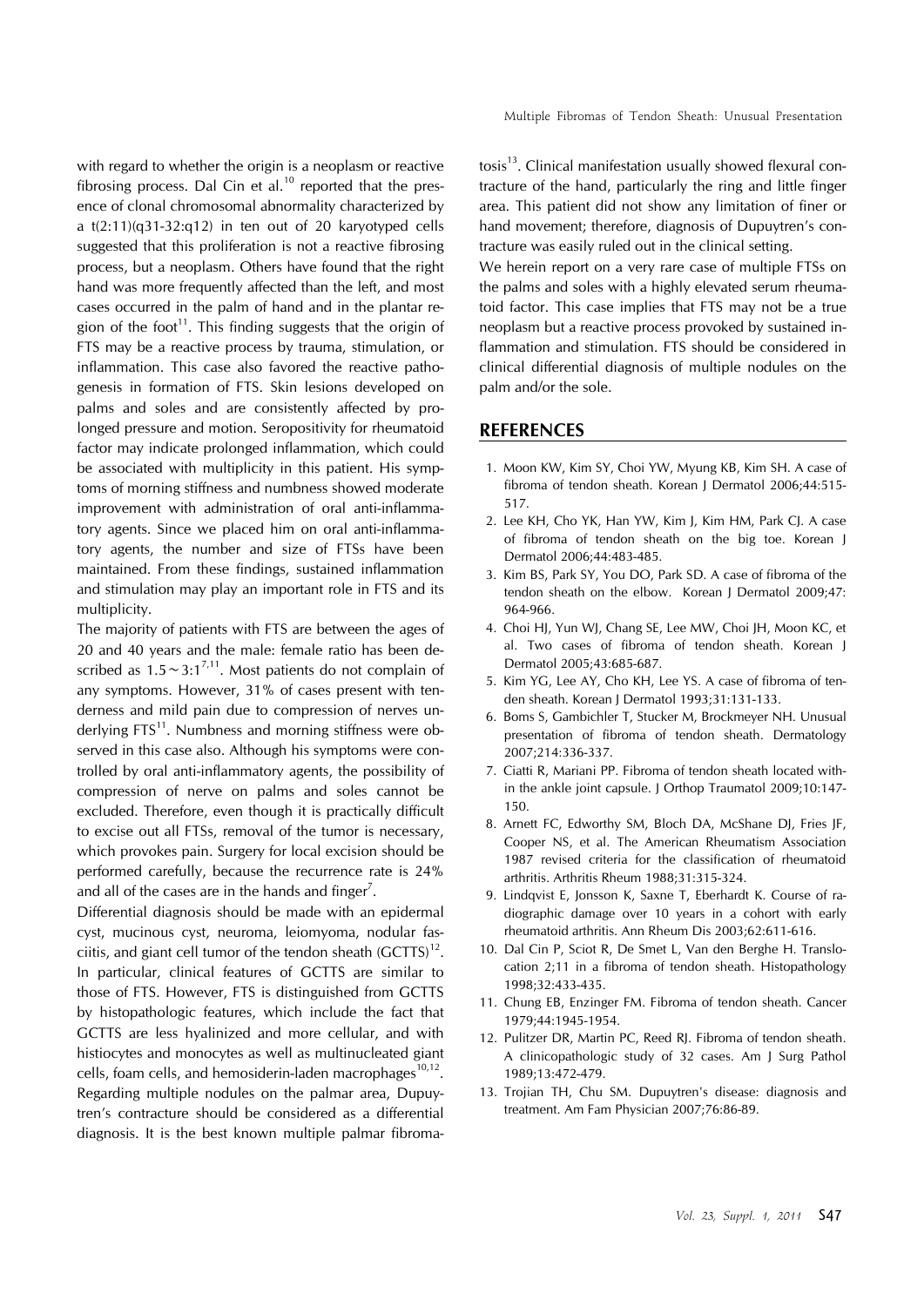with regard to whether the origin is a neoplasm or reactive fibrosing process. Dal Cin et al.[10] reported that the presence of clonal chromosomal abnormality characterized by a t(2:11)(q31-32:q12) in ten out of 20 karyotyped cells suggested that this proliferation is not a reactive fibrosing process, but a neoplasm. Others have found that the right hand was more frequently affected than the left, and most cases occurred in the palm of hand and in the plantar region of the foot[11]. This finding suggests that the origin of FTS may be a reactive process by trauma, stimulation, or inflammation. This case also favored the reactive pathogenesis in formation of FTS. Skin lesions developed on palms and soles and are consistently affected by prolonged pressure and motion. Seropositivity for rheumatoid factor may indicate prolonged inflammation, which could be associated with multiplicity in this patient. His symptoms of morning stiffness and numbness showed moderate improvement with administration of oral anti-inflammatory agents. Since we placed him on oral anti-inflammatory agents, the number and size of FTSs have been maintained. From these findings, sustained inflammation and stimulation may play an important role in FTS and its multiplicity.

The majority of patients with FTS are between the ages of 20 and 40 years and the male: female ratio has been described as $1.5 \sim 3:1$[7,11]. Most patients do not complain of any symptoms. However, 31% of cases present with tenderness and mild pain due to compression of nerves underlying FTS[11]. Numbness and morning stiffness were observed in this case also. Although his symptoms were controlled by oral anti-inflammatory agents, the possibility of compression of nerve on palms and soles cannot be excluded. Therefore, even though it is practically difficult to excise out all FTSs, removal of the tumor is necessary, which provokes pain. Surgery for local excision should be performed carefully, because the recurrence rate is 24% and all of the cases are in the hands and finger[7].

Differential diagnosis should be made with an epidermal cyst, mucinous cyst, neuroma, leiomyoma, nodular fasciitis, and giant cell tumor of the tendon sheath (GCTTS)[12]. In particular, clinical features of GCTTS are similar to those of FTS. However, FTS is distinguished from GCTTS by histopathologic features, which include the fact that GCTTS are less hyalinized and more cellular, and with histiocytes and monocytes as well as multinucleated giant cells, foam cells, and hemosiderin-laden macrophages[10,12]. Regarding multiple nodules on the palmar area, Dupuytren's contracture should be considered as a differential diagnosis. It is the best known multiple palmar fibromatosis[13]. Clinical manifestation usually showed flexural contracture of the hand, particularly the ring and little finger area. This patient did not show any limitation of finer or hand movement; therefore, diagnosis of Dupuytren's contracture was easily ruled out in the clinical setting.

We herein report on a very rare case of multiple FTSs on the palms and soles with a highly elevated serum rheumatoid factor. This case implies that FTS may not be a true neoplasm but a reactive process provoked by sustained inflammation and stimulation. FTS should be considered in clinical differential diagnosis of multiple nodules on the palm and/or the sole.

## REFERENCES

1. Moon KW, Kim SY, Choi YW, Myung KB, Kim SH. A case of fibroma of tendon sheath. Korean J Dermatol 2006;44:515-517.
2. Lee KH, Cho YK, Han YW, Kim J, Kim HM, Park CJ. A case of fibroma of tendon sheath on the big toe. Korean J Dermatol 2006;44:483-485.
3. Kim BS, Park SY, You DO, Park SD. A case of fibroma of the tendon sheath on the elbow. Korean J Dermatol 2009;47:964-966.
4. Choi HJ, Yun WJ, Chang SE, Lee MW, Choi JH, Moon KC, et al. Two cases of fibroma of tendon sheath. Korean J Dermatol 2005;43:685-687.
5. Kim YG, Lee AY, Cho KH, Lee YS. A case of fibroma of tenden sheath. Korean J Dermatol 1993;31:131-133.
6. Boms S, Gambichler T, Stucker M, Brockmeyer NH. Unusual presentation of fibroma of tendon sheath. Dermatology 2007;214:336-337.
7. Ciatti R, Mariani PP. Fibroma of tendon sheath located within the ankle joint capsule. J Orthop Traumatol 2009;10:147-150.
8. Arnett FC, Edworthy SM, Bloch DA, McShane DJ, Fries JF, Cooper NS, et al. The American Rheumatism Association 1987 revised criteria for the classification of rheumatoid arthritis. Arthritis Rheum 1988;31:315-324.
9. Lindqvist E, Jonsson K, Saxne T, Eberhardt K. Course of radiographic damage over 10 years in a cohort with early rheumatoid arthritis. Ann Rheum Dis 2003;62:611-616.
10. Dal Cin P, Sciot R, De Smet L, Van den Berghe H. Translocation 2;11 in a fibroma of tendon sheath. Histopathology 1998;32:433-435.
11. Chung EB, Enzinger FM. Fibroma of tendon sheath. Cancer 1979;44:1945-1954.
12. Pulitzer DR, Martin PC, Reed RJ. Fibroma of tendon sheath. A clinicopathologic study of 32 cases. Am J Surg Pathol 1989;13:472-479.
13. Trojian TH, Chu SM. Dupuytren's disease: diagnosis and treatment. Am Fam Physician 2007;76:86-89.